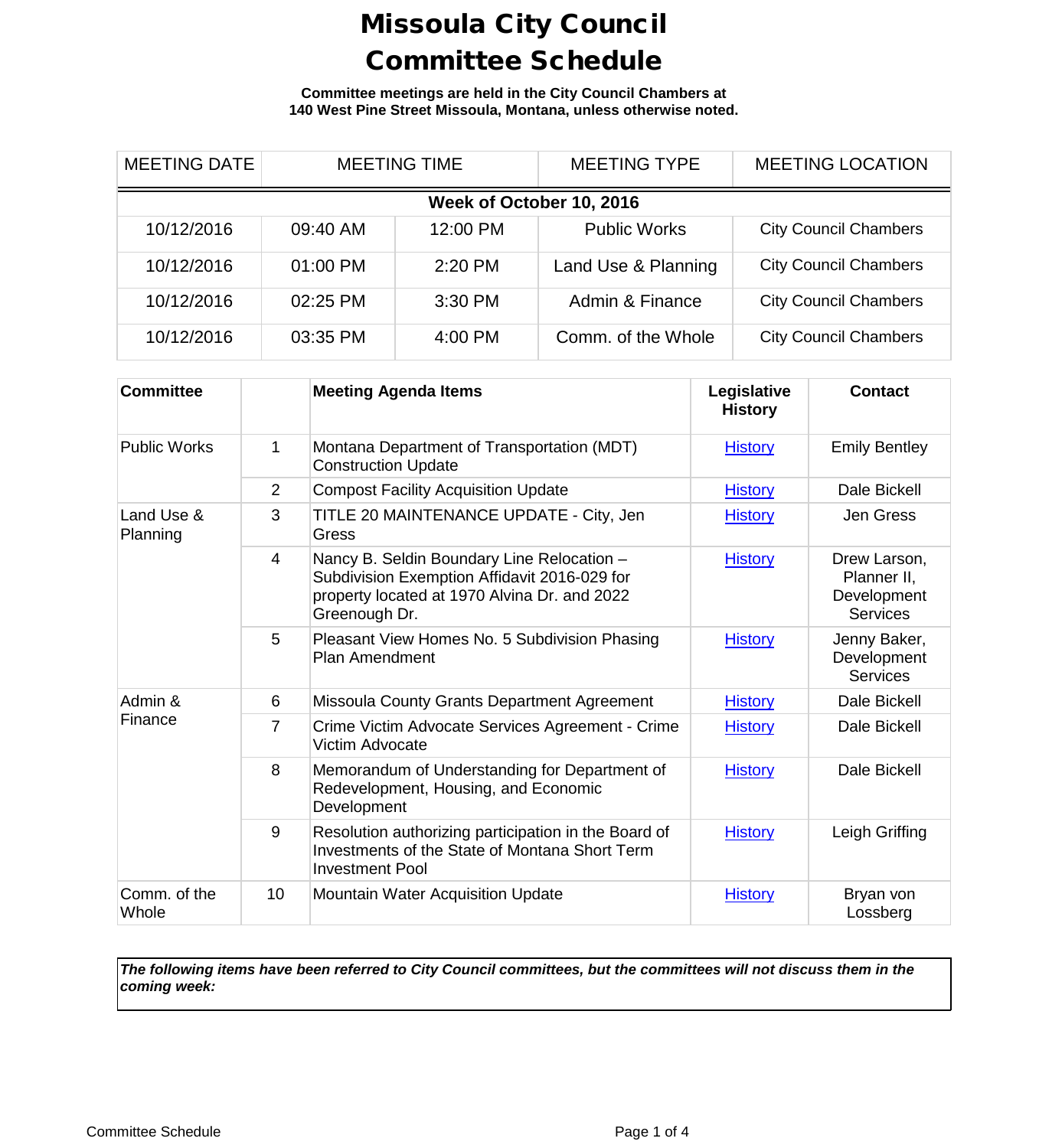# Missoula City Council Committee Schedule

**Committee meetings are held in the City Council Chambers at 140 West Pine Street Missoula, Montana, unless otherwise noted.**

| MEETING DATE | MEETING TIME | | MEETING TYPE | MEETING LOCATION |
|---|---|---|---|---|
| **Week of October 10, 2016** | | | | |
| 10/12/2016 | 09:40 AM | 12:00 PM | Public Works | City Council Chambers |
| 10/12/2016 | 01:00 PM | 2:20 PM | Land Use & Planning | City Council Chambers |
| 10/12/2016 | 02:25 PM | 3:30 PM | Admin & Finance | City Council Chambers |
| 10/12/2016 | 03:35 PM | 4:00 PM | Comm. of the Whole | City Council Chambers |

| Committee | | Meeting Agenda Items | Legislative History | Contact |
|---|---|---|---|---|
| Public Works | 1 | Montana Department of Transportation (MDT) Construction Update | History | Emily Bentley |
| | 2 | Compost Facility Acquisition Update | History | Dale Bickell |
| Land Use & Planning | 3 | TITLE 20 MAINTENANCE UPDATE - City, Jen Gress | History | Jen Gress |
| | 4 | Nancy B. Seldin Boundary Line Relocation – Subdivision Exemption Affidavit 2016-029 for property located at 1970 Alvina Dr. and 2022 Greenough Dr. | History | Drew Larson, Planner II, Development Services |
| | 5 | Pleasant View Homes No. 5 Subdivision Phasing Plan Amendment | History | Jenny Baker, Development Services |
| Admin & Finance | 6 | Missoula County Grants Department Agreement | History | Dale Bickell |
| | 7 | Crime Victim Advocate Services Agreement - Crime Victim Advocate | History | Dale Bickell |
| | 8 | Memorandum of Understanding for Department of Redevelopment, Housing, and Economic Development | History | Dale Bickell |
| | 9 | Resolution authorizing participation in the Board of Investments of the State of Montana Short Term Investment Pool | History | Leigh Griffing |
| Comm. of the Whole | 10 | Mountain Water Acquisition Update | History | Bryan von Lossberg |

***The following items have been referred to City Council committees, but the committees will not discuss them in the coming week:***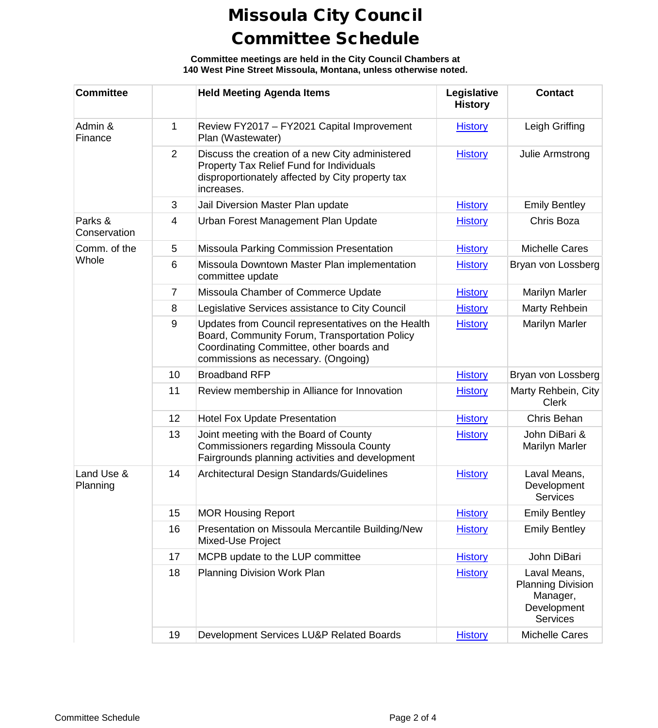# Missoula City Council Committee Schedule

**Committee meetings are held in the City Council Chambers at 140 West Pine Street Missoula, Montana, unless otherwise noted.**

| Committee | | Held Meeting Agenda Items | Legislative History | Contact |
|---|---|---|---|---|
| Admin & Finance | 1 | Review FY2017 – FY2021 Capital Improvement Plan (Wastewater) | History | Leigh Griffing |
| | 2 | Discuss the creation of a new City administered Property Tax Relief Fund for Individuals disproportionately affected by City property tax increases. | History | Julie Armstrong |
| | 3 | Jail Diversion Master Plan update | History | Emily Bentley |
| Parks & Conservation | 4 | Urban Forest Management Plan Update | History | Chris Boza |
| Comm. of the Whole | 5 | Missoula Parking Commission Presentation | History | Michelle Cares |
| | 6 | Missoula Downtown Master Plan implementation committee update | History | Bryan von Lossberg |
| | 7 | Missoula Chamber of Commerce Update | History | Marilyn Marler |
| | 8 | Legislative Services assistance to City Council | History | Marty Rehbein |
| | 9 | Updates from Council representatives on the Health Board, Community Forum, Transportation Policy Coordinating Committee, other boards and commissions as necessary. (Ongoing) | History | Marilyn Marler |
| | 10 | Broadband RFP | History | Bryan von Lossberg |
| | 11 | Review membership in Alliance for Innovation | History | Marty Rehbein, City Clerk |
| | 12 | Hotel Fox Update Presentation | History | Chris Behan |
| | 13 | Joint meeting with the Board of County Commissioners regarding Missoula County Fairgrounds planning activities and development | History | John DiBari & Marilyn Marler |
| Land Use & Planning | 14 | Architectural Design Standards/Guidelines | History | Laval Means, Development Services |
| | 15 | MOR Housing Report | History | Emily Bentley |
| | 16 | Presentation on Missoula Mercantile Building/New Mixed-Use Project | History | Emily Bentley |
| | 17 | MCPB update to the LUP committee | History | John DiBari |
| | 18 | Planning Division Work Plan | History | Laval Means, Planning Division Manager, Development Services |
| | 19 | Development Services LU&P Related Boards | History | Michelle Cares |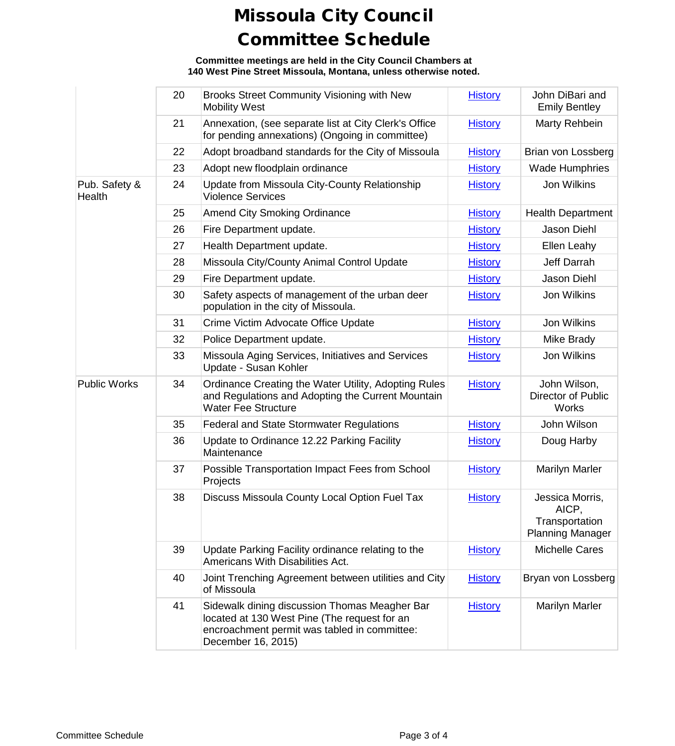# Missoula City Council Committee Schedule

**Committee meetings are held in the City Council Chambers at 140 West Pine Street Missoula, Montana, unless otherwise noted.**

| | | | | |
|---|---|---|---|---|
| | 20 | Brooks Street Community Visioning with New Mobility West | History | John DiBari and Emily Bentley |
| | 21 | Annexation, (see separate list at City Clerk's Office for pending annexations) (Ongoing in committee) | History | Marty Rehbein |
| | 22 | Adopt broadband standards for the City of Missoula | History | Brian von Lossberg |
| | 23 | Adopt new floodplain ordinance | History | Wade Humphries |
| Pub. Safety & Health | 24 | Update from Missoula City-County Relationship Violence Services | History | Jon Wilkins |
| | 25 | Amend City Smoking Ordinance | History | Health Department |
| | 26 | Fire Department update. | History | Jason Diehl |
| | 27 | Health Department update. | History | Ellen Leahy |
| | 28 | Missoula City/County Animal Control Update | History | Jeff Darrah |
| | 29 | Fire Department update. | History | Jason Diehl |
| | 30 | Safety aspects of management of the urban deer population in the city of Missoula. | History | Jon Wilkins |
| | 31 | Crime Victim Advocate Office Update | History | Jon Wilkins |
| | 32 | Police Department update. | History | Mike Brady |
| | 33 | Missoula Aging Services, Initiatives and Services Update - Susan Kohler | History | Jon Wilkins |
| Public Works | 34 | Ordinance Creating the Water Utility, Adopting Rules and Regulations and Adopting the Current Mountain Water Fee Structure | History | John Wilson, Director of Public Works |
| | 35 | Federal and State Stormwater Regulations | History | John Wilson |
| | 36 | Update to Ordinance 12.22 Parking Facility Maintenance | History | Doug Harby |
| | 37 | Possible Transportation Impact Fees from School Projects | History | Marilyn Marler |
| | 38 | Discuss Missoula County Local Option Fuel Tax | History | Jessica Morris, AICP, Transportation Planning Manager |
| | 39 | Update Parking Facility ordinance relating to the Americans With Disabilities Act. | History | Michelle Cares |
| | 40 | Joint Trenching Agreement between utilities and City of Missoula | History | Bryan von Lossberg |
| | 41 | Sidewalk dining discussion Thomas Meagher Bar located at 130 West Pine (The request for an encroachment permit was tabled in committee: December 16, 2015) | History | Marilyn Marler |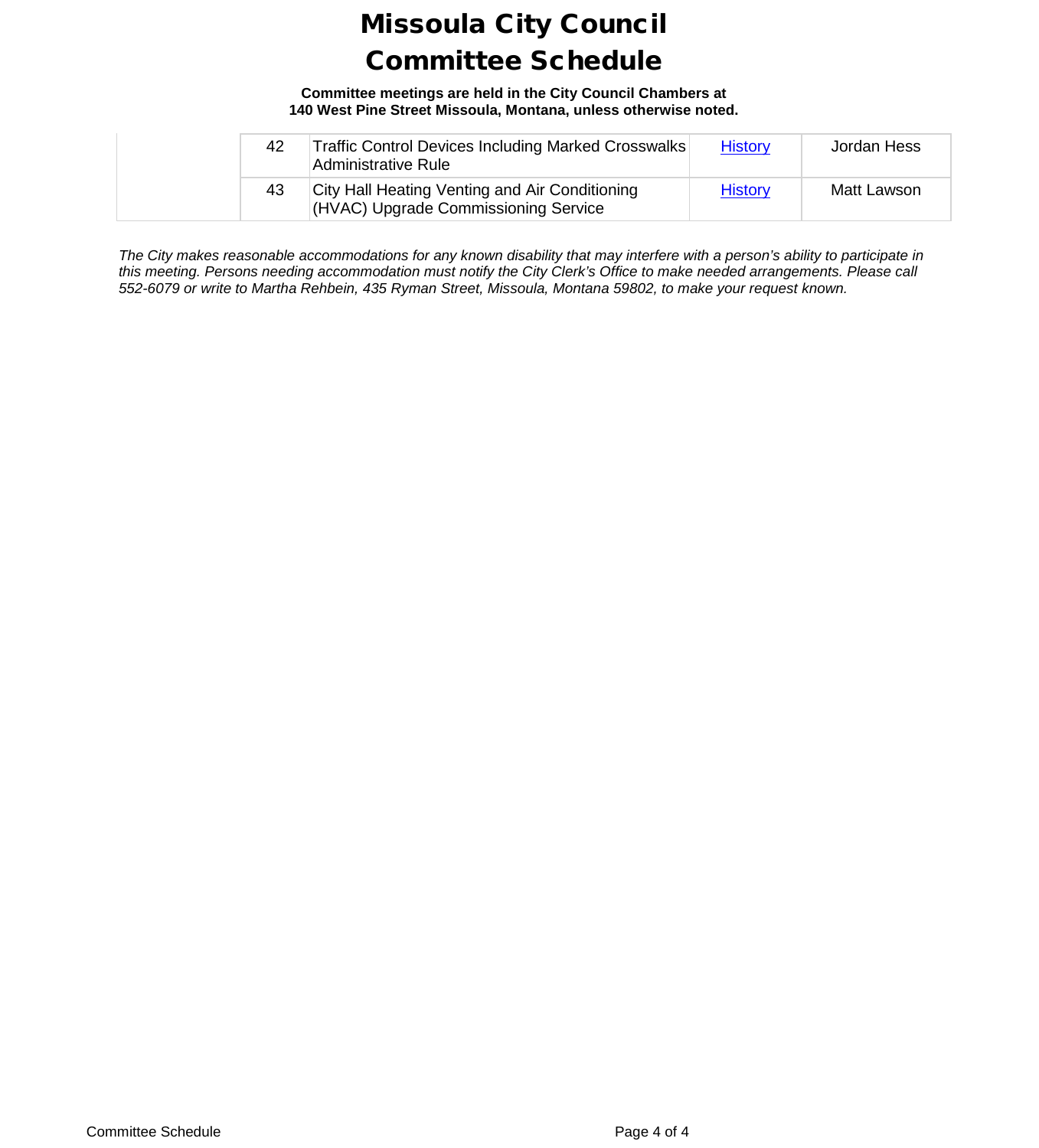# Missoula City Council
# Committee Schedule

**Committee meetings are held in the City Council Chambers at 140 West Pine Street Missoula, Montana, unless otherwise noted.**

| | | | | |
|---|---|---|---|---|
| | 42 | Traffic Control Devices Including Marked Crosswalks Administrative Rule | History | Jordan Hess |
| | 43 | City Hall Heating Venting and Air Conditioning (HVAC) Upgrade Commissioning Service | History | Matt Lawson |

*The City makes reasonable accommodations for any known disability that may interfere with a person's ability to participate in this meeting. Persons needing accommodation must notify the City Clerk's Office to make needed arrangements. Please call 552-6079 or write to Martha Rehbein, 435 Ryman Street, Missoula, Montana 59802, to make your request known.*